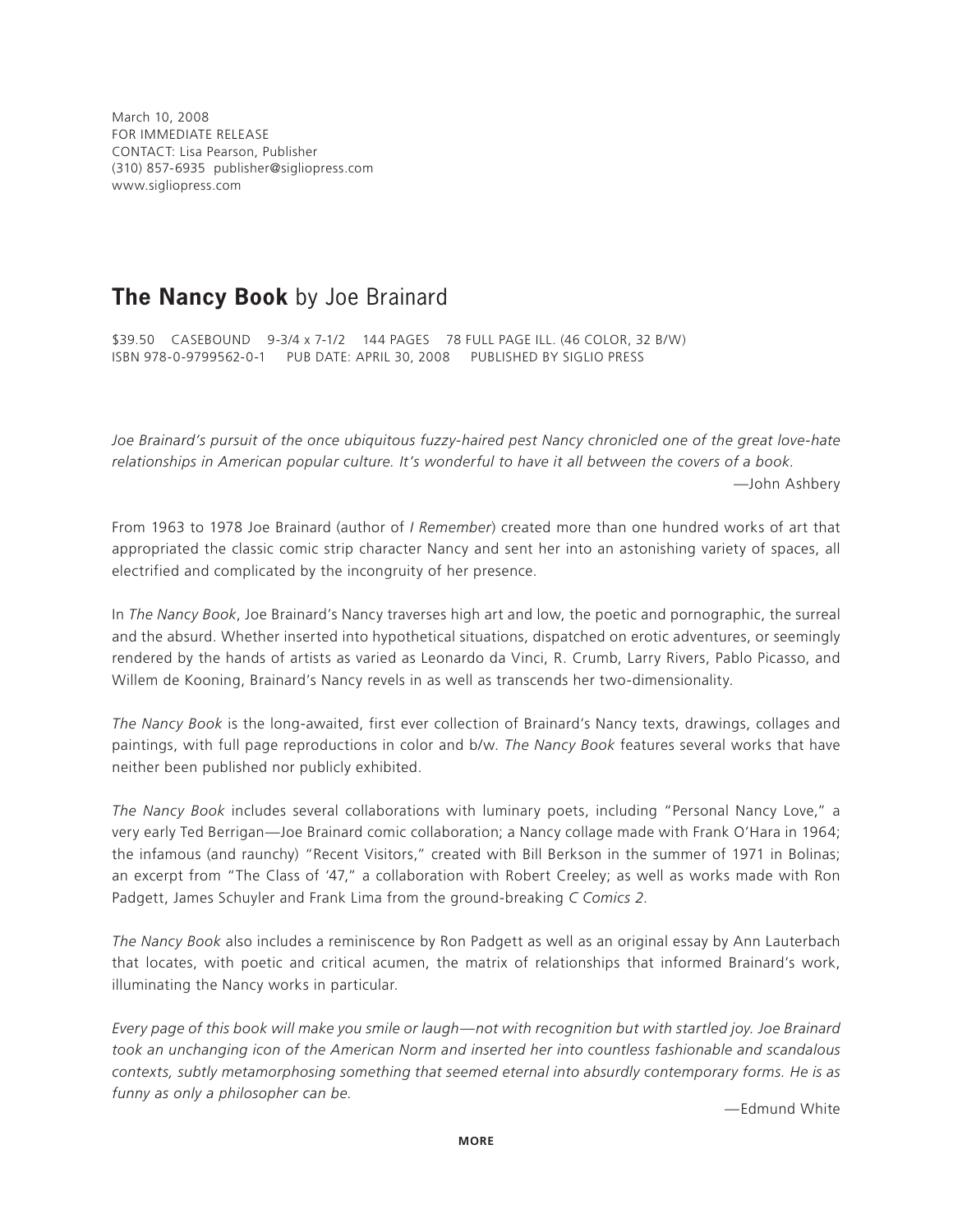March 10, 2008
FOR IMMEDIATE RELEASE
CONTACT: Lisa Pearson, Publisher
(310) 857-6935 publisher@sigliopress.com
www.sigliopress.com

## **The Nancy Book** by Joe Brainard

$39.50 CASEBOUND 9-3/4 x 7-1/2 144 PAGES 78 FULL PAGE ILL. (46 COLOR, 32 B/W)
ISBN 978-0-9799562-0-1 PUB DATE: APRIL 30, 2008 PUBLISHED BY SIGLIO PRESS

*Joe Brainard's pursuit of the once ubiquitous fuzzy-haired pest Nancy chronicled one of the great love-hate relationships in American popular culture. It's wonderful to have it all between the covers of a book.*

—John Ashbery

From 1963 to 1978 Joe Brainard (author of *I Remember*) created more than one hundred works of art that appropriated the classic comic strip character Nancy and sent her into an astonishing variety of spaces, all electrified and complicated by the incongruity of her presence.

In *The Nancy Book*, Joe Brainard's Nancy traverses high art and low, the poetic and pornographic, the surreal and the absurd. Whether inserted into hypothetical situations, dispatched on erotic adventures, or seemingly rendered by the hands of artists as varied as Leonardo da Vinci, R. Crumb, Larry Rivers, Pablo Picasso, and Willem de Kooning, Brainard's Nancy revels in as well as transcends her two-dimensionality.

*The Nancy Book* is the long-awaited, first ever collection of Brainard's Nancy texts, drawings, collages and paintings, with full page reproductions in color and b/w. *The Nancy Book* features several works that have neither been published nor publicly exhibited.

*The Nancy Book* includes several collaborations with luminary poets, including "Personal Nancy Love," a very early Ted Berrigan—Joe Brainard comic collaboration; a Nancy collage made with Frank O'Hara in 1964; the infamous (and raunchy) "Recent Visitors," created with Bill Berkson in the summer of 1971 in Bolinas; an excerpt from "The Class of '47," a collaboration with Robert Creeley; as well as works made with Ron Padgett, James Schuyler and Frank Lima from the ground-breaking *C Comics 2*.

*The Nancy Book* also includes a reminiscence by Ron Padgett as well as an original essay by Ann Lauterbach that locates, with poetic and critical acumen, the matrix of relationships that informed Brainard's work, illuminating the Nancy works in particular.

*Every page of this book will make you smile or laugh—not with recognition but with startled joy. Joe Brainard took an unchanging icon of the American Norm and inserted her into countless fashionable and scandalous contexts, subtly metamorphosing something that seemed eternal into absurdly contemporary forms. He is as funny as only a philosopher can be.*

—Edmund White

MORE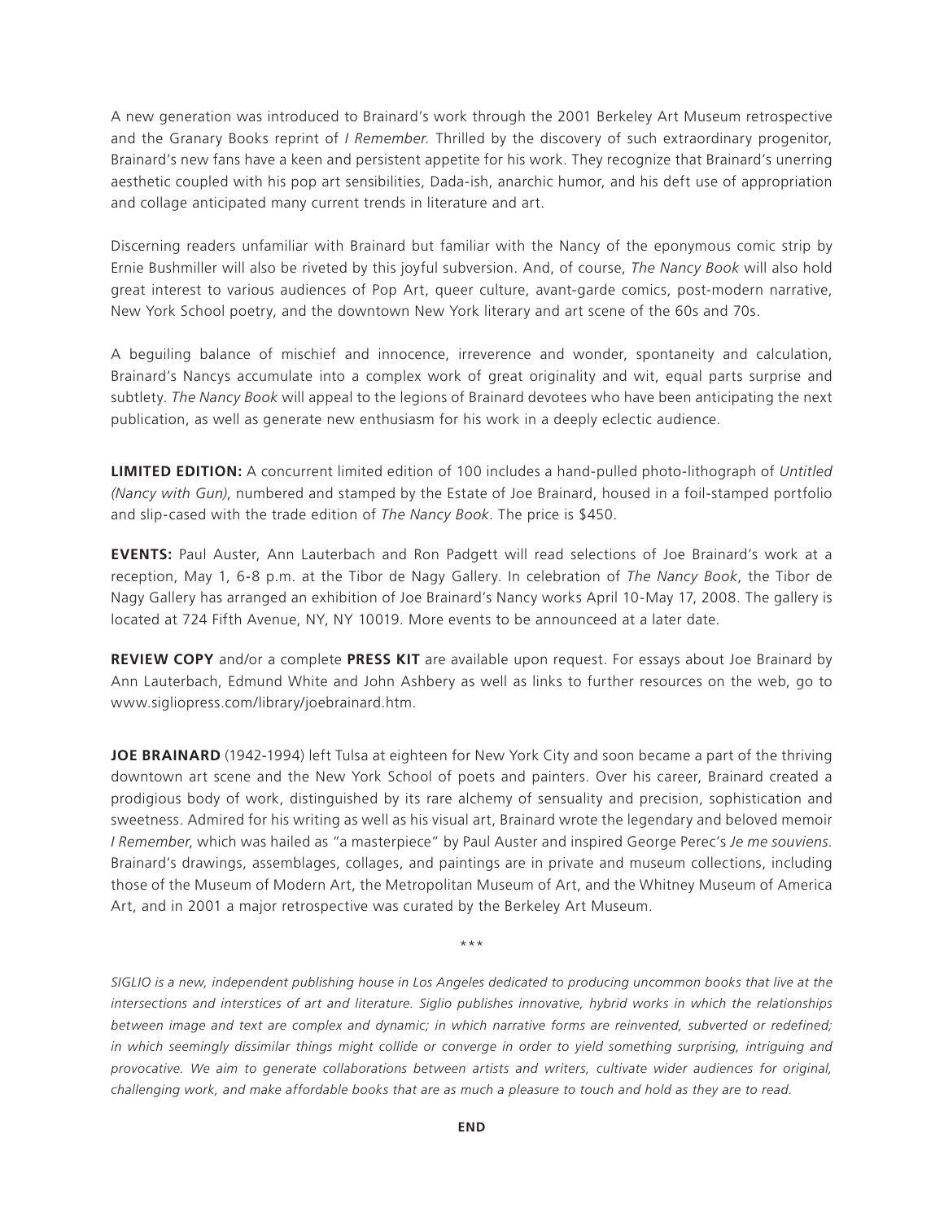A new generation was introduced to Brainard's work through the 2001 Berkeley Art Museum retrospective and the Granary Books reprint of *I Remember.* Thrilled by the discovery of such extraordinary progenitor, Brainard's new fans have a keen and persistent appetite for his work. They recognize that Brainard's unerring aesthetic coupled with his pop art sensibilities, Dada-ish, anarchic humor, and his deft use of appropriation and collage anticipated many current trends in literature and art.

Discerning readers unfamiliar with Brainard but familiar with the Nancy of the eponymous comic strip by Ernie Bushmiller will also be riveted by this joyful subversion. And, of course, *The Nancy Book* will also hold great interest to various audiences of Pop Art, queer culture, avant-garde comics, post-modern narrative, New York School poetry, and the downtown New York literary and art scene of the 60s and 70s.

A beguiling balance of mischief and innocence, irreverence and wonder, spontaneity and calculation, Brainard's Nancys accumulate into a complex work of great originality and wit, equal parts surprise and subtlety. *The Nancy Book* will appeal to the legions of Brainard devotees who have been anticipating the next publication, as well as generate new enthusiasm for his work in a deeply eclectic audience.

**LIMITED EDITION:** A concurrent limited edition of 100 includes a hand-pulled photo-lithograph of *Untitled (Nancy with Gun)*, numbered and stamped by the Estate of Joe Brainard, housed in a foil-stamped portfolio and slip-cased with the trade edition of *The Nancy Book*. The price is $450.

**EVENTS:** Paul Auster, Ann Lauterbach and Ron Padgett will read selections of Joe Brainard's work at a reception, May 1, 6-8 p.m. at the Tibor de Nagy Gallery. In celebration of *The Nancy Book*, the Tibor de Nagy Gallery has arranged an exhibition of Joe Brainard's Nancy works April 10-May 17, 2008. The gallery is located at 724 Fifth Avenue, NY, NY 10019. More events to be announceed at a later date.

**REVIEW COPY** and/or a complete **PRESS KIT** are available upon request. For essays about Joe Brainard by Ann Lauterbach, Edmund White and John Ashbery as well as links to further resources on the web, go to www.sigliopress.com/library/joebrainard.htm.

**JOE BRAINARD** (1942-1994) left Tulsa at eighteen for New York City and soon became a part of the thriving downtown art scene and the New York School of poets and painters. Over his career, Brainard created a prodigious body of work, distinguished by its rare alchemy of sensuality and precision, sophistication and sweetness. Admired for his writing as well as his visual art, Brainard wrote the legendary and beloved memoir *I Remember*, which was hailed as "a masterpiece" by Paul Auster and inspired George Perec's *Je me souviens*. Brainard's drawings, assemblages, collages, and paintings are in private and museum collections, including those of the Museum of Modern Art, the Metropolitan Museum of Art, and the Whitney Museum of America Art, and in 2001 a major retrospective was curated by the Berkeley Art Museum.

\*\*\*

*SIGLIO is a new, independent publishing house in Los Angeles dedicated to producing uncommon books that live at the intersections and interstices of art and literature. Siglio publishes innovative, hybrid works in which the relationships between image and text are complex and dynamic; in which narrative forms are reinvented, subverted or redefined; in which seemingly dissimilar things might collide or converge in order to yield something surprising, intriguing and provocative. We aim to generate collaborations between artists and writers, cultivate wider audiences for original, challenging work, and make affordable books that are as much a pleasure to touch and hold as they are to read.*

**END**